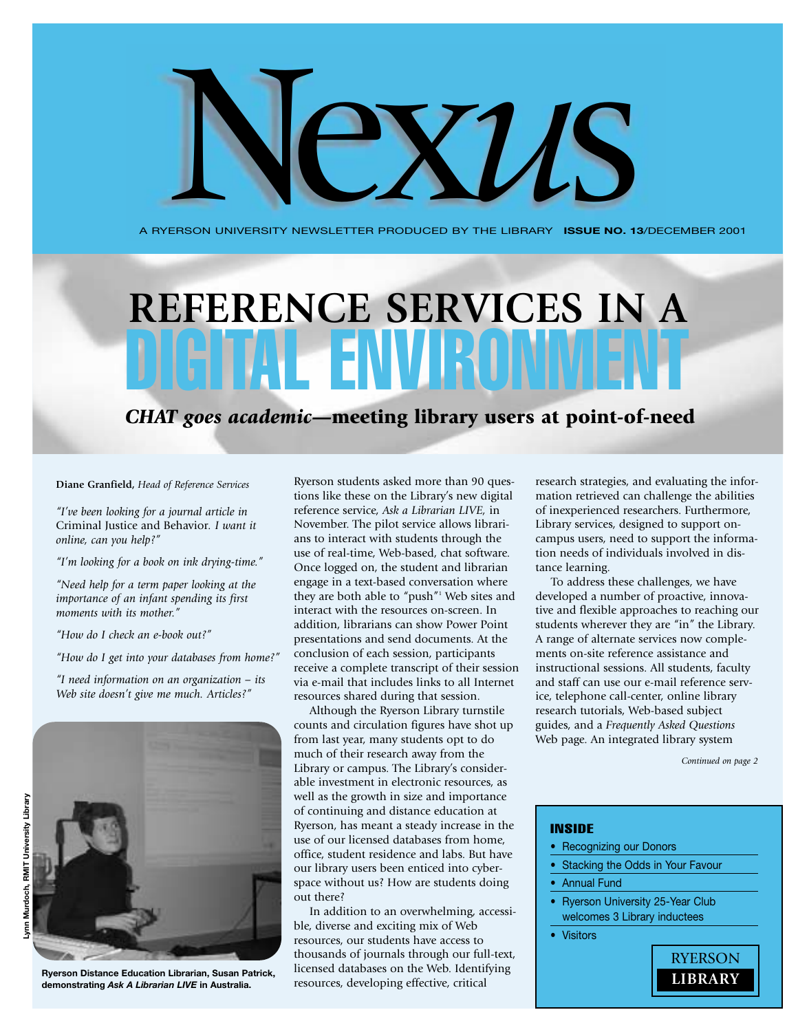# Nexus

A RYERSON UNIVERSITY NEWSLETTER PRODUCED BY THE LIBRARY **ISSUE NO. 13**/DECEMBER 2001

# REFERENCE SERVICES IN A DIGITAL ENVIRONMENT

## *CHAT goes academic*—meeting library users at point-of-need

**Diane Granfield,** *Head of Reference Services*

*"I've been looking for a journal article in* Criminal Justice and Behavior. *I want it online, can you help?"*

*"I'm looking for a book on ink drying-time."*

*"Need help for a term paper looking at the importance of an infant spending its first moments with its mother."*

*"How do I check an e-book out?"*

*"How do I get into your databases from home?"*

*"I need information on an organization – its Web site doesn't give me much. Articles?"*

Lynn Murdoch, RMIT University Library

**Ryerson Distance Education Librarian, Susan Patrick, demonstrating *Ask A Librarian LIVE* in Australia.**

Ryerson students asked more than 90 questions like these on the Library's new digital reference service, *Ask a Librarian LIVE,* in November. The pilot service allows librarians to interact with students through the use of real-time, Web-based, chat software. Once logged on, the student and librarian engage in a text-based conversation where they are both able to "push"[1] Web sites and interact with the resources on-screen. In addition, librarians can show Power Point presentations and send documents. At the conclusion of each session, participants receive a complete transcript of their session via e-mail that includes links to all Internet resources shared during that session.

Although the Ryerson Library turnstile counts and circulation figures have shot up from last year, many students opt to do much of their research away from the Library or campus. The Library's considerable investment in electronic resources, as well as the growth in size and importance of continuing and distance education at Ryerson, has meant a steady increase in the use of our licensed databases from home, office, student residence and labs. But have our library users been enticed into cyberspace without us? How are students doing out there?

In addition to an overwhelming, accessible, diverse and exciting mix of Web resources, our students have access to thousands of journals through our full-text, licensed databases on the Web. Identifying resources, developing effective, critical research strategies, and evaluating the information retrieved can challenge the abilities of inexperienced researchers. Furthermore, Library services, designed to support on-campus users, need to support the information needs of individuals involved in distance learning.

To address these challenges, we have developed a number of proactive, innovative and flexible approaches to reaching our students wherever they are "in" the Library. A range of alternate services now complements on-site reference assistance and instructional sessions. All students, faculty and staff can use our e-mail reference service, telephone call-center, online library research tutorials, Web-based subject guides, and a *Frequently Asked Questions* Web page. An integrated library system

*Continued on page 2*

**INSIDE**

- Recognizing our Donors
- Stacking the Odds in Your Favour
- Annual Fund
- Ryerson University 25-Year Club welcomes 3 Library inductees
- Visitors

RYERSON LIBRARY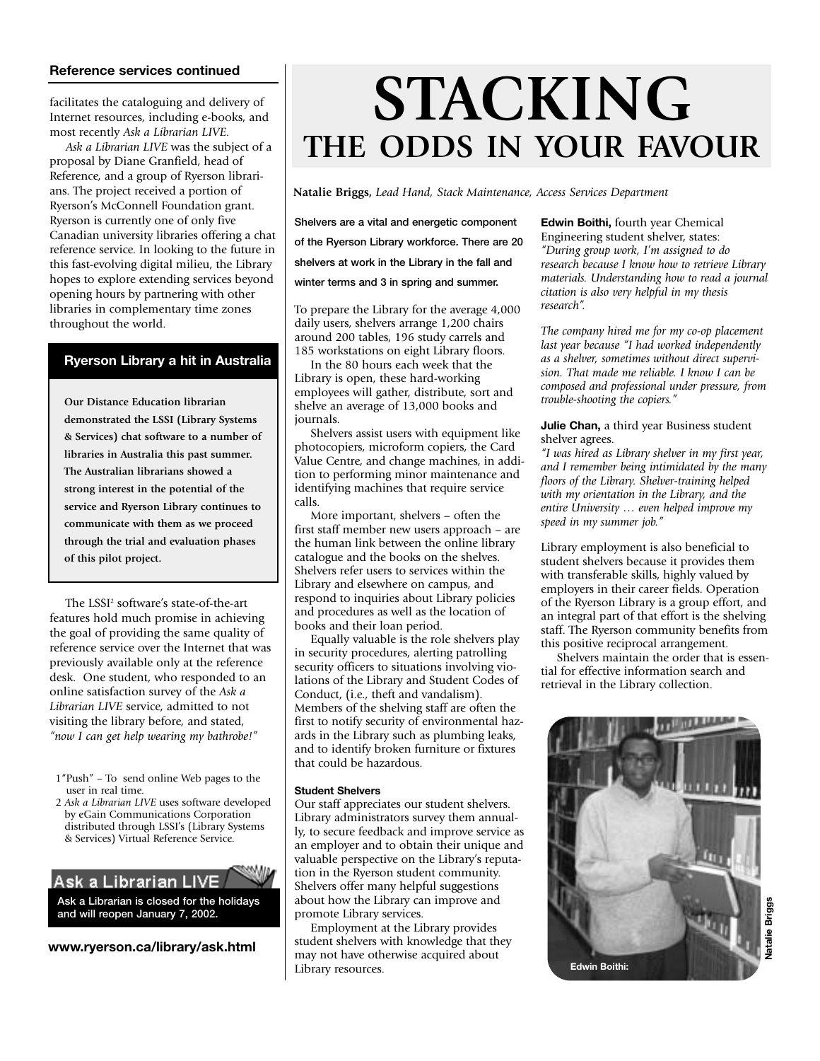**Reference services continued**

facilitates the cataloguing and delivery of Internet resources, including e-books, and most recently *Ask a Librarian LIVE*.

*Ask a Librarian LIVE* was the subject of a proposal by Diane Granfield, head of Reference, and a group of Ryerson librarians. The project received a portion of Ryerson's McConnell Foundation grant. Ryerson is currently one of only five Canadian university libraries offering a chat reference service. In looking to the future in this fast-evolving digital milieu, the Library hopes to explore extending services beyond opening hours by partnering with other libraries in complementary time zones throughout the world.

**Ryerson Library a hit in Australia**

**Our Distance Education librarian demonstrated the LSSI (Library Systems & Services) chat software to a number of libraries in Australia this past summer. The Australian librarians showed a strong interest in the potential of the service and Ryerson Library continues to communicate with them as we proceed through the trial and evaluation phases of this pilot project.**

The LSSI[2] software's state-of-the-art features hold much promise in achieving the goal of providing the same quality of reference service over the Internet that was previously available only at the reference desk. One student, who responded to an online satisfaction survey of the *Ask a Librarian LIVE* service, admitted to not visiting the library before, and stated, *"now I can get help wearing my bathrobe!"*

1 "Push" – To send online Web pages to the user in real time.

2 *Ask a Librarian LIVE* uses software developed by eGain Communications Corporation distributed through LSSI's (Library Systems & Services) Virtual Reference Service.

**Ask a Librarian LIVE**

Ask a Librarian is closed for the holidays and will reopen January 7, 2002.

**www.ryerson.ca/library/ask.html**

# STACKING
## THE ODDS IN YOUR FAVOUR

**Natalie Briggs,** *Lead Hand, Stack Maintenance, Access Services Department*

**Shelvers are a vital and energetic component of the Ryerson Library workforce. There are 20 shelvers at work in the Library in the fall and winter terms and 3 in spring and summer.**

To prepare the Library for the average 4,000 daily users, shelvers arrange 1,200 chairs around 200 tables, 196 study carrels and 185 workstations on eight Library floors.

In the 80 hours each week that the Library is open, these hard-working employees will gather, distribute, sort and shelve an average of 13,000 books and journals.

Shelvers assist users with equipment like photocopiers, microform copiers, the Card Value Centre, and change machines, in addition to performing minor maintenance and identifying machines that require service calls.

More important, shelvers – often the first staff member new users approach – are the human link between the online library catalogue and the books on the shelves. Shelvers refer users to services within the Library and elsewhere on campus, and respond to inquiries about Library policies and procedures as well as the location of books and their loan period.

Equally valuable is the role shelvers play in security procedures, alerting patrolling security officers to situations involving violations of the Library and Student Codes of Conduct, (i.e., theft and vandalism). Members of the shelving staff are often the first to notify security of environmental hazards in the Library such as plumbing leaks, and to identify broken furniture or fixtures that could be hazardous.

**Student Shelvers**

Our staff appreciates our student shelvers. Library administrators survey them annually, to secure feedback and improve service as an employer and to obtain their unique and valuable perspective on the Library's reputation in the Ryerson student community. Shelvers offer many helpful suggestions about how the Library can improve and promote Library services.

Employment at the Library provides student shelvers with knowledge that they may not have otherwise acquired about Library resources.

**Edwin Boithi,** fourth year Chemical Engineering student shelver, states: *"During group work, I'm assigned to do research because I know how to retrieve Library materials. Understanding how to read a journal citation is also very helpful in my thesis research".*

*The company hired me for my co-op placement last year because "I had worked independently as a shelver, sometimes without direct supervision. That made me reliable. I know I can be composed and professional under pressure, from trouble-shooting the copiers."*

**Julie Chan,** a third year Business student shelver agrees.
*"I was hired as Library shelver in my first year, and I remember being intimidated by the many floors of the Library. Shelver-training helped with my orientation in the Library, and the entire University … even helped improve my speed in my summer job."*

Library employment is also beneficial to student shelvers because it provides them with transferable skills, highly valued by employers in their career fields. Operation of the Ryerson Library is a group effort, and an integral part of that effort is the shelving staff. The Ryerson community benefits from this positive reciprocal arrangement.

Shelvers maintain the order that is essential for effective information search and retrieval in the Library collection.

Edwin Boithi:

Natalie Briggs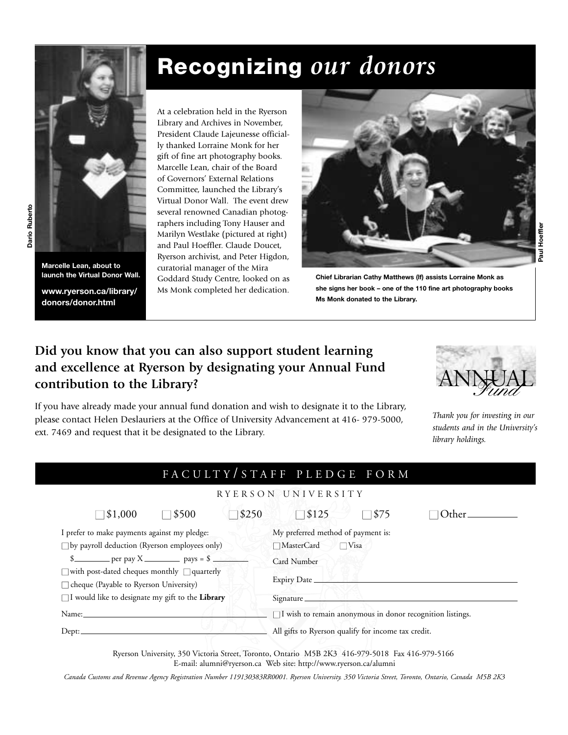# Recognizing *our donors*

Dario Ruberto

Marcelle Lean, about to launch the Virtual Donor Wall.

www.ryerson.ca/library/donors/donor.html

At a celebration held in the Ryerson Library and Archives in November, President Claude Lajeunesse officially thanked Lorraine Monk for her gift of fine art photography books. Marcelle Lean, chair of the Board of Governors' External Relations Committee, launched the Library's Virtual Donor Wall. The event drew several renowned Canadian photographers including Tony Hauser and Marilyn Westlake (pictured at right) and Paul Hoeffler. Claude Doucet, Ryerson archivist, and Peter Higdon, curatorial manager of the Mira Goddard Study Centre, looked on as Ms Monk completed her dedication.

Paul Hoeffler

Chief Librarian Cathy Matthews (lf) assists Lorraine Monk as she signs her book – one of the 110 fine art photography books Ms Monk donated to the Library.

## Did you know that you can also support student learning and excellence at Ryerson by designating your Annual Fund contribution to the Library?

If you have already made your annual fund donation and wish to designate it to the Library, please contact Helen Deslauriers at the Office of University Advancement at 416- 979-5000, ext. 7469 and request that it be designated to the Library.

ANNUAL *Fund*

*Thank you for investing in our students and in the University's library holdings.*

## FACULTY/STAFF PLEDGE FORM

RYERSON UNIVERSITY

☐ $1,000 ☐ $500 ☐ $250 ☐ $125 ☐ $75 ☐ Other ________

I prefer to make payments against my pledge:

☐ by payroll deduction (Ryerson employees only)

$________ per pay X ________ pays = $ ________

☐ with post-dated cheques monthly ☐ quarterly

☐ cheque (Payable to Ryerson University)

☐ I would like to designate my gift to the **Library**

Name: ________________________________

Dept: ________________________________

My preferred method of payment is:

☐ MasterCard ☐ Visa

Card Number

Expiry Date ________________________________

Signature ________________________________

☐ I wish to remain anonymous in donor recognition listings.

All gifts to Ryerson qualify for income tax credit.

Ryerson University, 350 Victoria Street, Toronto, Ontario M5B 2K3 416-979-5018 Fax 416-979-5166
E-mail: alumni@ryerson.ca Web site: http://www.ryerson.ca/alumni

*Canada Customs and Revenue Agency Registration Number 119130383RR0001. Ryerson University. 350 Victoria Street, Toronto, Ontario, Canada M5B 2K3*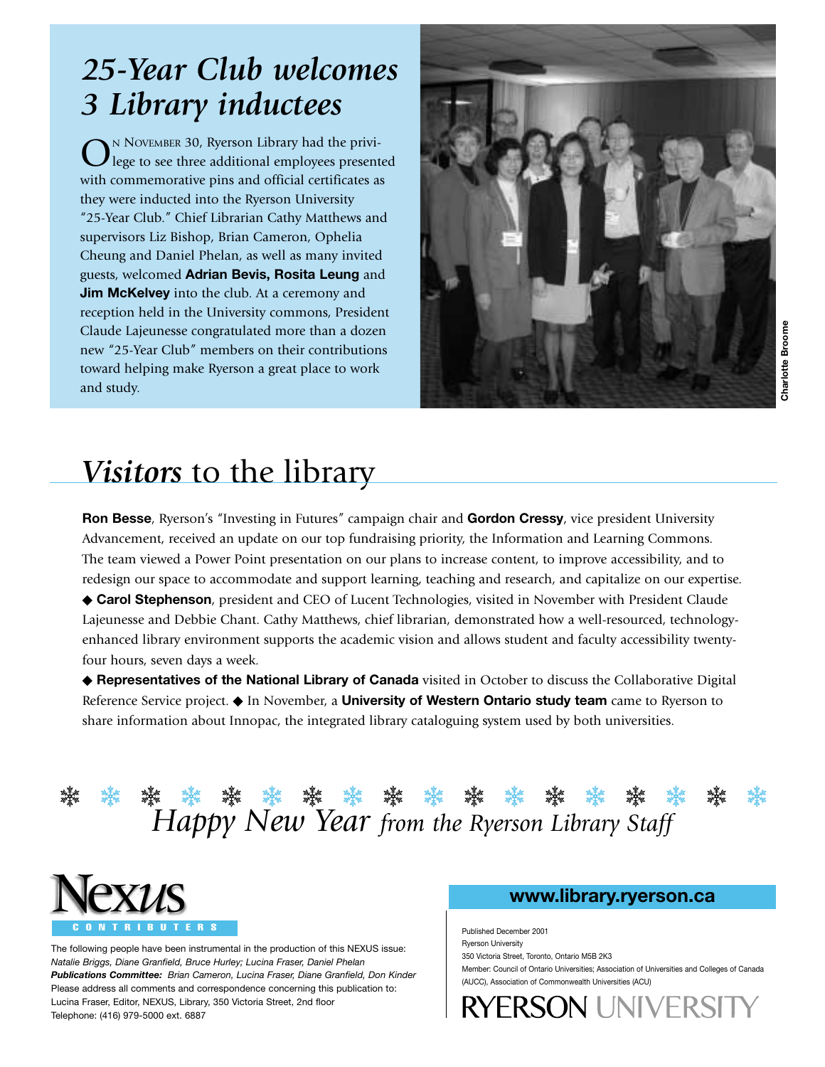# *25-Year Club welcomes 3 Library inductees*

On November 30, Ryerson Library had the privilege to see three additional employees presented with commemorative pins and official certificates as they were inducted into the Ryerson University "25-Year Club." Chief Librarian Cathy Matthews and supervisors Liz Bishop, Brian Cameron, Ophelia Cheung and Daniel Phelan, as well as many invited guests, welcomed **Adrian Bevis, Rosita Leung** and **Jim McKelvey** into the club. At a ceremony and reception held in the University commons, President Claude Lajeunesse congratulated more than a dozen new "25-Year Club" members on their contributions toward helping make Ryerson a great place to work and study.

Charlotte Broome

# *Visitors* to the library

**Ron Besse**, Ryerson's "Investing in Futures" campaign chair and **Gordon Cressy**, vice president University Advancement, received an update on our top fundraising priority, the Information and Learning Commons. The team viewed a Power Point presentation on our plans to increase content, to improve accessibility, and to redesign our space to accommodate and support learning, teaching and research, and capitalize on our expertise. ◆ **Carol Stephenson**, president and CEO of Lucent Technologies, visited in November with President Claude Lajeunesse and Debbie Chant. Cathy Matthews, chief librarian, demonstrated how a well-resourced, technology-enhanced library environment supports the academic vision and allows student and faculty accessibility twenty-four hours, seven days a week.

◆ **Representatives of the National Library of Canada** visited in October to discuss the Collaborative Digital Reference Service project. ◆ In November, a **University of Western Ontario study team** came to Ryerson to share information about Innopac, the integrated library cataloguing system used by both universities.

*Happy New Year from the Ryerson Library Staff*

## Nexus CONTRIBUTERS

The following people have been instrumental in the production of this NEXUS issue:
*Natalie Briggs, Diane Granfield, Bruce Hurley; Lucina Fraser, Daniel Phelan*
***Publications Committee:*** *Brian Cameron, Lucina Fraser, Diane Granfield, Don Kinder*
Please address all comments and correspondence concerning this publication to:
Lucina Fraser, Editor, NEXUS, Library, 350 Victoria Street, 2nd floor
Telephone: (416) 979-5000 ext. 6887

**www.library.ryerson.ca**

Published December 2001
Ryerson University
350 Victoria Street, Toronto, Ontario M5B 2K3
Member: Council of Ontario Universities; Association of Universities and Colleges of Canada (AUCC), Association of Commonwealth Universities (ACU)

RYERSON UNIVERSITY